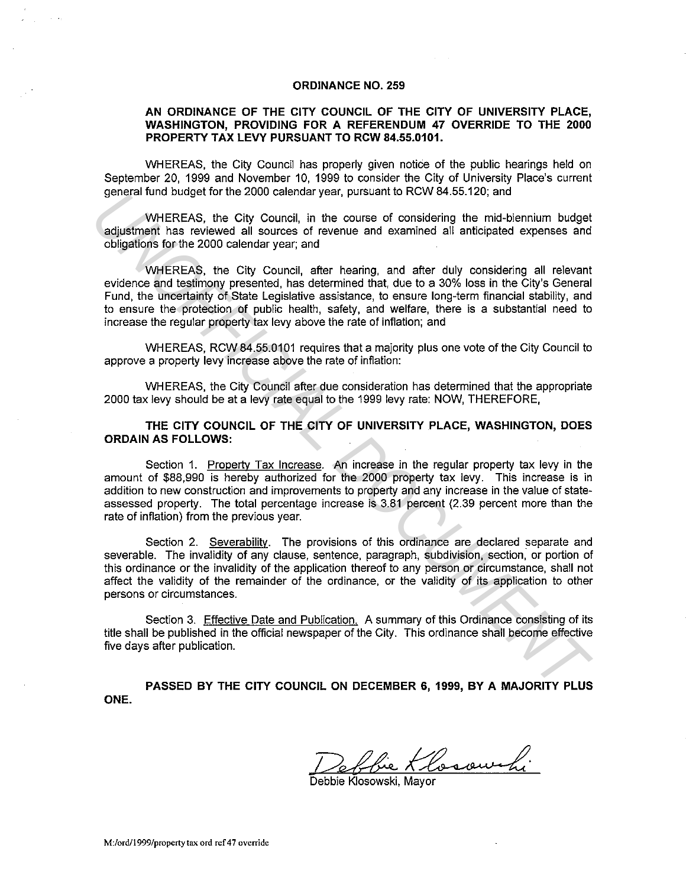# ORDINANCE NO. 259

## AN ORDINANCE OF THE CITY COUNCIL OF THE CITY OF UNIVERSITY PLACE, WASHINGTON, PROVIDING FOR A REFERENDUM 47 OVERRIDE TO THE 2000 PROPERTY TAX LEVY PURSUANT TO RCW 84.55.0101.

WHEREAS, the City Council has properly given notice of the public hearings held on September 20, 1999 and November 10, 1999 to consider the City of University Place's current general fund budget for the 2000 calendar year, pursuant to RCW 84.55.120; and

WHEREAS, the City Council, in the course of considering the mid-biennium budget adjustment has reviewed all sources of revenue and examined all anticipated expenses and obligations for the 2000 calendar year; and

WHEREAS, the City Council, after hearing, and after duly considering all relevant evidence and testimony presented, has determined that, due to a 30% loss in the City's General Fund, the uncertainty of State Legislative assistance, to ensure long-term financial stability, and to ensure the protection of public health, safety, and welfare, there is a substantial need to increase the regular property tax levy above the rate of inflation; and

WHEREAS, RCW 84.55.0101 requires that a majority plus one vote of the City Council to approve a property levy increase above the rate of inflation:

WHEREAS, the City Council after due consideration has determined that the appropriate 2000 tax levy should be at a levy rate equal to the 1999 levy rate: NOW, THEREFORE,

**THE CITY COUNCIL OF THE CITY OF UNIVERSITY PLACE, WASHINGTON, DOES ORDAIN AS FOLLOWS:**

Section 1. Property Tax Increase. An increase in the regular property tax levy in the amount of $88,990 is hereby authorized for the 2000 property tax levy. This increase is in addition to new construction and improvements to property and any increase in the value of state-assessed property. The total percentage increase is 3.81 percent (2.39 percent more than the rate of inflation) from the previous year.

Section 2. Severability. The provisions of this ordinance are declared separate and severable. The invalidity of any clause, sentence, paragraph, subdivision, section, or portion of this ordinance or the invalidity of the application thereof to any person or circumstance, shall not affect the validity of the remainder of the ordinance, or the validity of its application to other persons or circumstances.

Section 3. Effective Date and Publication. A summary of this Ordinance consisting of its title shall be published in the official newspaper of the City. This ordinance shall become effective five days after publication.

**PASSED BY THE CITY COUNCIL ON DECEMBER 6, 1999, BY A MAJORITY PLUS ONE.**

Debbie Klosowski

Debbie Klosowski, Mayor

M:/ord/1999/property tax ord ref 47 override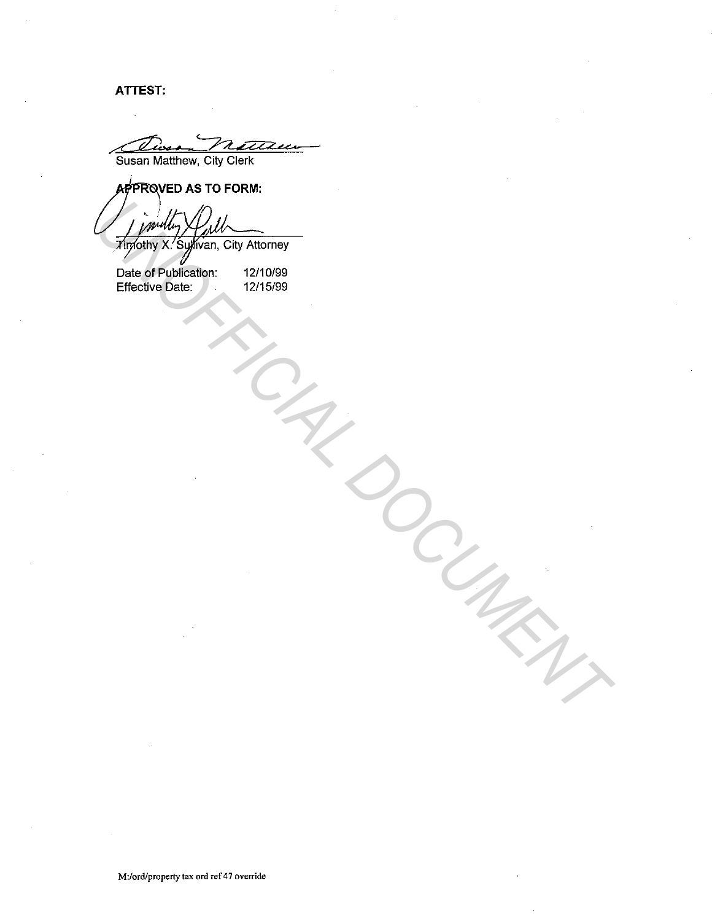**ATTEST:**

Susan Matthew, City Clerk

**APPROVED AS TO FORM:**

Timothy X. Sullivan, City Attorney

| | |
|---|---|
| Date of Publication: | 12/10/99 |
| Effective Date: | 12/15/99 |

UNOFFICIAL DOCUMENT

M:/ord/property tax ord ref 47 override